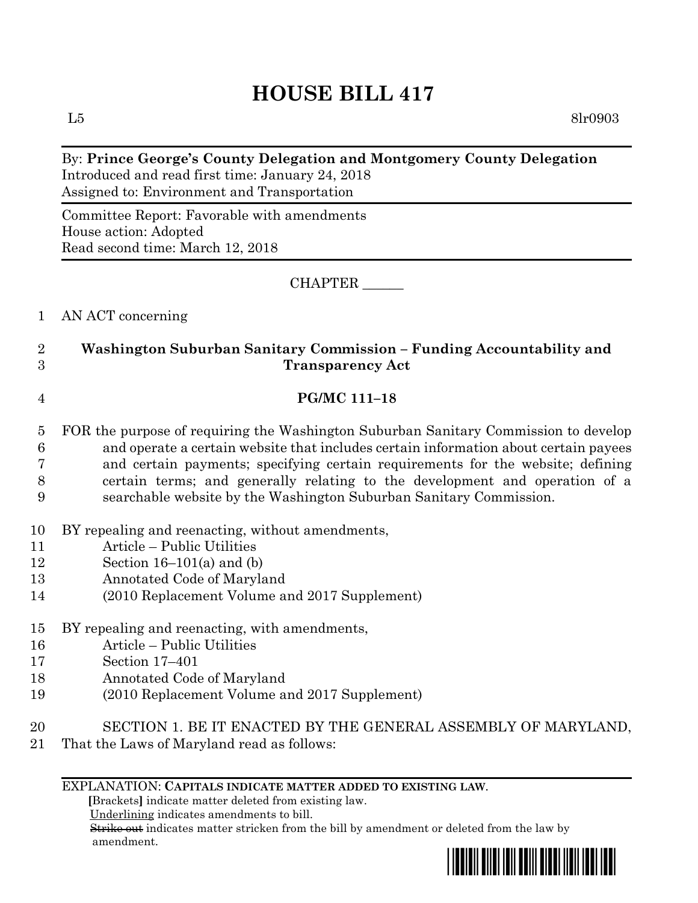# HOUSE BILL 417

L5 8lr0903

By: **Prince George's County Delegation and Montgomery County Delegation**
Introduced and read first time: January 24, 2018
Assigned to: Environment and Transportation

Committee Report: Favorable with amendments
House action: Adopted
Read second time: March 12, 2018

CHAPTER ______

1 AN ACT concerning

2 **Washington Suburban Sanitary Commission – Funding Accountability and**
3 **Transparency Act**

4 **PG/MC 111–18**

5 FOR the purpose of requiring the Washington Suburban Sanitary Commission to develop
6 and operate a certain website that includes certain information about certain payees
7 and certain payments; specifying certain requirements for the website; defining
8 certain terms; and generally relating to the development and operation of a
9 searchable website by the Washington Suburban Sanitary Commission.

10 BY repealing and reenacting, without amendments,
11 Article – Public Utilities
12 Section 16–101(a) and (b)
13 Annotated Code of Maryland
14 (2010 Replacement Volume and 2017 Supplement)

15 BY repealing and reenacting, with amendments,
16 Article – Public Utilities
17 Section 17–401
18 Annotated Code of Maryland
19 (2010 Replacement Volume and 2017 Supplement)

20 SECTION 1. BE IT ENACTED BY THE GENERAL ASSEMBLY OF MARYLAND,
21 That the Laws of Maryland read as follows:

EXPLANATION: **CAPITALS INDICATE MATTER ADDED TO EXISTING LAW.**
**[**Brackets**]** indicate matter deleted from existing law.
Underlining indicates amendments to bill.
~~Strike out~~ indicates matter stricken from the bill by amendment or deleted from the law by amendment.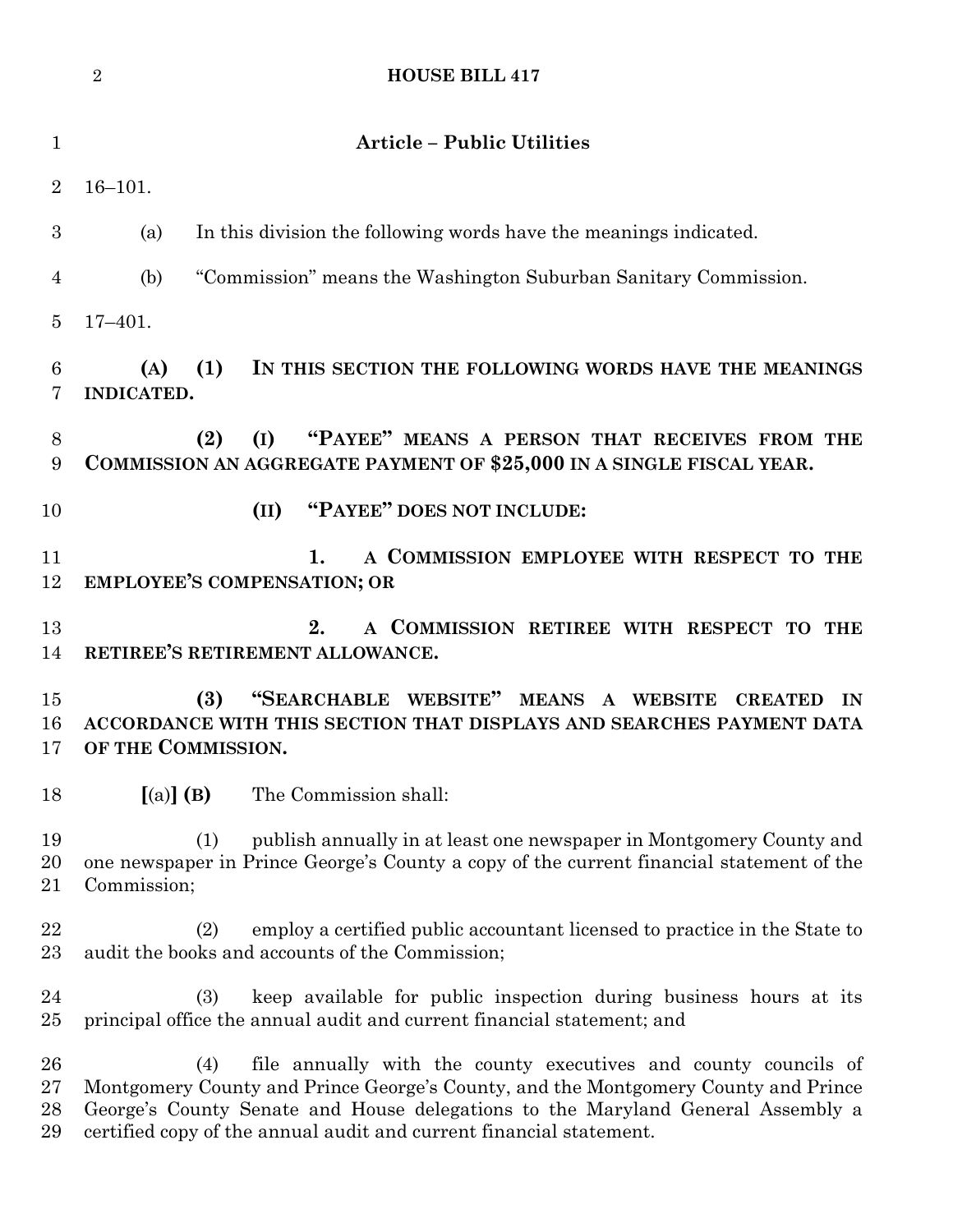## Article – Public Utilities

16–101.

(a) In this division the following words have the meanings indicated.

(b) "Commission" means the Washington Suburban Sanitary Commission.

17–401.

**(A) (1) IN THIS SECTION THE FOLLOWING WORDS HAVE THE MEANINGS INDICATED.**

**(2) (I) "PAYEE" MEANS A PERSON THAT RECEIVES FROM THE COMMISSION AN AGGREGATE PAYMENT OF $25,000 IN A SINGLE FISCAL YEAR.**

**(II) "PAYEE" DOES NOT INCLUDE:**

**1. A COMMISSION EMPLOYEE WITH RESPECT TO THE EMPLOYEE'S COMPENSATION; OR**

**2. A COMMISSION RETIREE WITH RESPECT TO THE RETIREE'S RETIREMENT ALLOWANCE.**

**(3) "SEARCHABLE WEBSITE" MEANS A WEBSITE CREATED IN ACCORDANCE WITH THIS SECTION THAT DISPLAYS AND SEARCHES PAYMENT DATA OF THE COMMISSION.**

**[**(a)**] (B)** The Commission shall:

(1) publish annually in at least one newspaper in Montgomery County and one newspaper in Prince George's County a copy of the current financial statement of the Commission;

(2) employ a certified public accountant licensed to practice in the State to audit the books and accounts of the Commission;

(3) keep available for public inspection during business hours at its principal office the annual audit and current financial statement; and

(4) file annually with the county executives and county councils of Montgomery County and Prince George's County, and the Montgomery County and Prince George's County Senate and House delegations to the Maryland General Assembly a certified copy of the annual audit and current financial statement.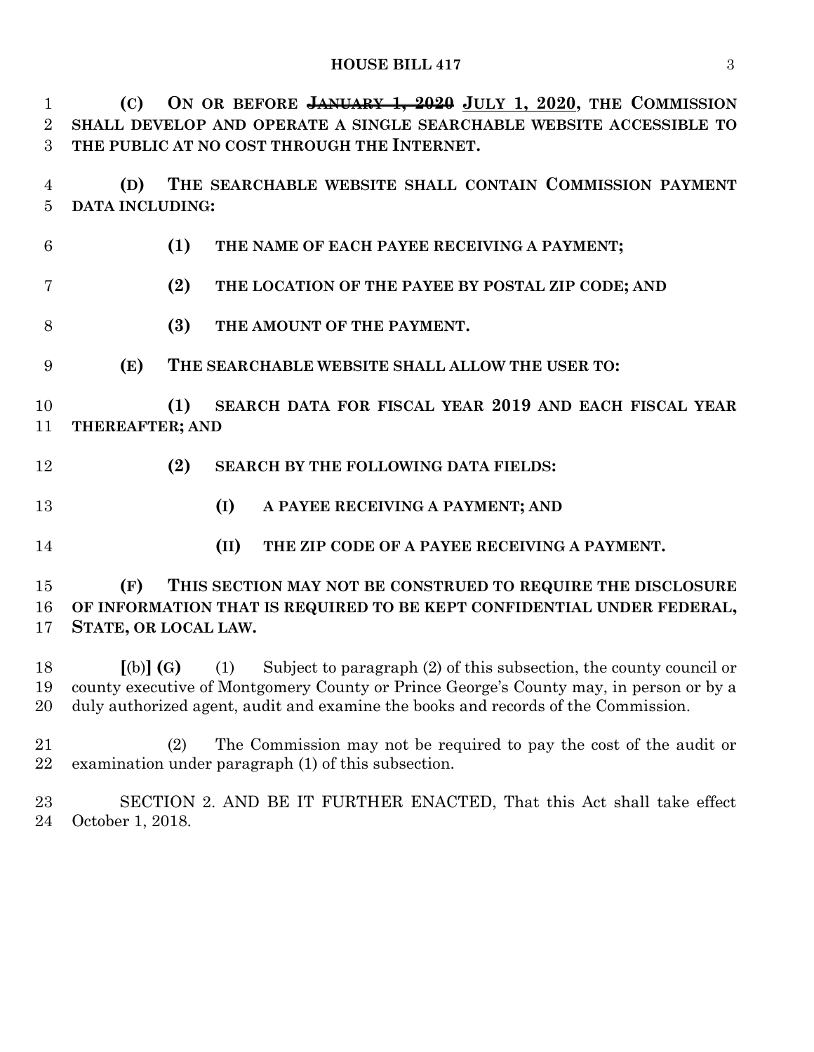**(C) ON OR BEFORE ~~JANUARY 1, 2020~~ JULY 1, 2020, THE COMMISSION SHALL DEVELOP AND OPERATE A SINGLE SEARCHABLE WEBSITE ACCESSIBLE TO THE PUBLIC AT NO COST THROUGH THE INTERNET.**

**(D) THE SEARCHABLE WEBSITE SHALL CONTAIN COMMISSION PAYMENT DATA INCLUDING:**

**(1) THE NAME OF EACH PAYEE RECEIVING A PAYMENT;**

**(2) THE LOCATION OF THE PAYEE BY POSTAL ZIP CODE; AND**

**(3) THE AMOUNT OF THE PAYMENT.**

**(E) THE SEARCHABLE WEBSITE SHALL ALLOW THE USER TO:**

**(1) SEARCH DATA FOR FISCAL YEAR 2019 AND EACH FISCAL YEAR THEREAFTER; AND**

**(2) SEARCH BY THE FOLLOWING DATA FIELDS:**

**(I) A PAYEE RECEIVING A PAYMENT; AND**

**(II) THE ZIP CODE OF A PAYEE RECEIVING A PAYMENT.**

**(F) THIS SECTION MAY NOT BE CONSTRUED TO REQUIRE THE DISCLOSURE OF INFORMATION THAT IS REQUIRED TO BE KEPT CONFIDENTIAL UNDER FEDERAL, STATE, OR LOCAL LAW.**

**[**(b)**] (G)** (1) Subject to paragraph (2) of this subsection, the county council or county executive of Montgomery County or Prince George's County may, in person or by a duly authorized agent, audit and examine the books and records of the Commission.

(2) The Commission may not be required to pay the cost of the audit or examination under paragraph (1) of this subsection.

SECTION 2. AND BE IT FURTHER ENACTED, That this Act shall take effect October 1, 2018.